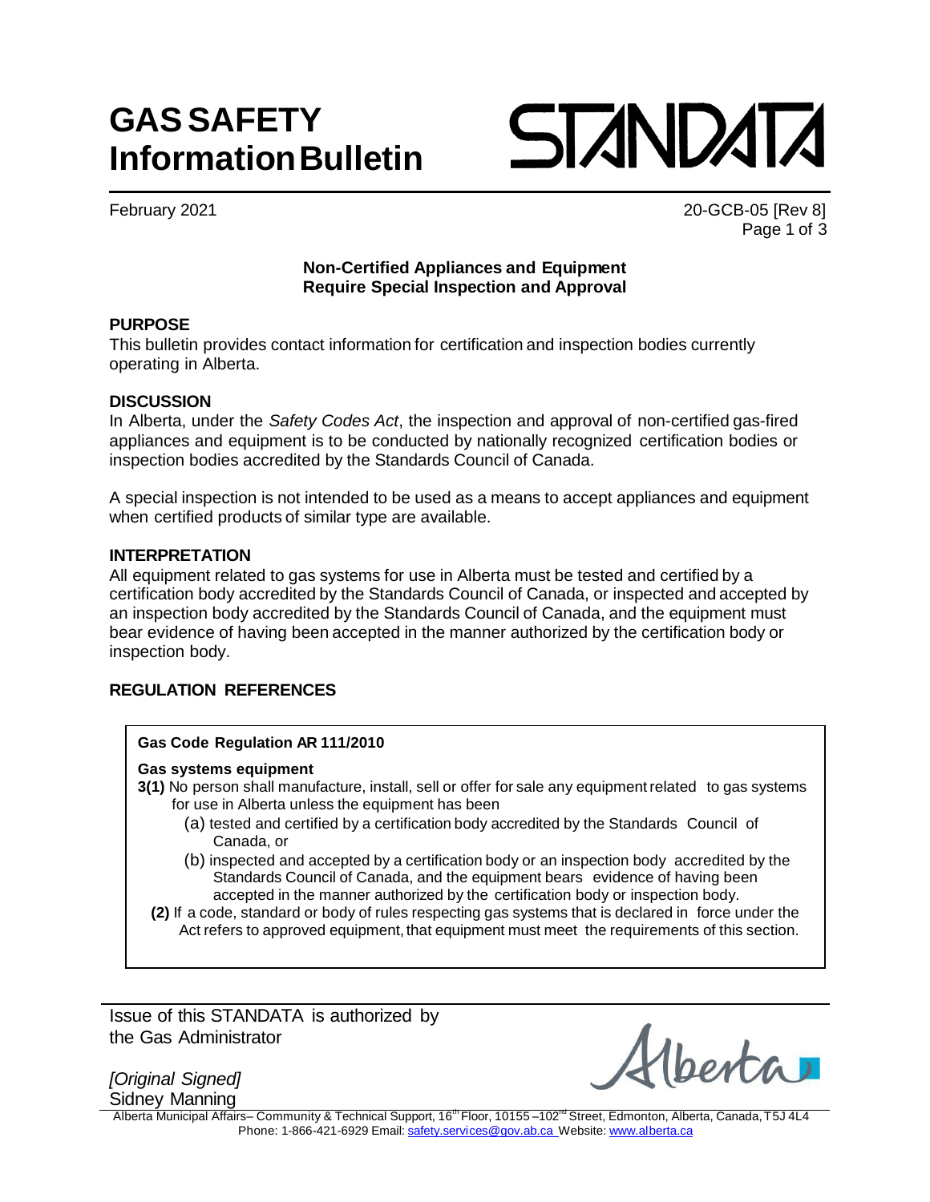# GAS SAFETY Information Bulletin

STANDATA

February 2021

20-GCB-05 [Rev 8]

## Non-Certified Appliances and Equipment Require Special Inspection and Approval

### PURPOSE

This bulletin provides contact information for certification and inspection bodies currently operating in Alberta.

### DISCUSSION

In Alberta, under the *Safety Codes Act*, the inspection and approval of non-certified gas-fired appliances and equipment is to be conducted by nationally recognized certification bodies or inspection bodies accredited by the Standards Council of Canada.

A special inspection is not intended to be used as a means to accept appliances and equipment when certified products of similar type are available.

### INTERPRETATION

All equipment related to gas systems for use in Alberta must be tested and certified by a certification body accredited by the Standards Council of Canada, or inspected and accepted by an inspection body accredited by the Standards Council of Canada, and the equipment must bear evidence of having been accepted in the manner authorized by the certification body or inspection body.

### REGULATION REFERENCES

**Gas Code Regulation AR 111/2010**

**Gas systems equipment**

**3(1)** No person shall manufacture, install, sell or offer for sale any equipment related to gas systems for use in Alberta unless the equipment has been

(a) tested and certified by a certification body accredited by the Standards Council of Canada, or

(b) inspected and accepted by a certification body or an inspection body accredited by the Standards Council of Canada, and the equipment bears evidence of having been accepted in the manner authorized by the certification body or inspection body.

**(2)** If a code, standard or body of rules respecting gas systems that is declared in force under the Act refers to approved equipment, that equipment must meet the requirements of this section.

Issue of this STANDATA is authorized by the Gas Administrator

*[Original Signed]*
Sidney Manning

Alberta

Alberta Municipal Affairs– Community & Technical Support, 16th Floor, 10155 –102nd Street, Edmonton, Alberta, Canada, T5J 4L4
Phone: 1-866-421-6929 Email: safety.services@gov.ab.ca Website: www.alberta.ca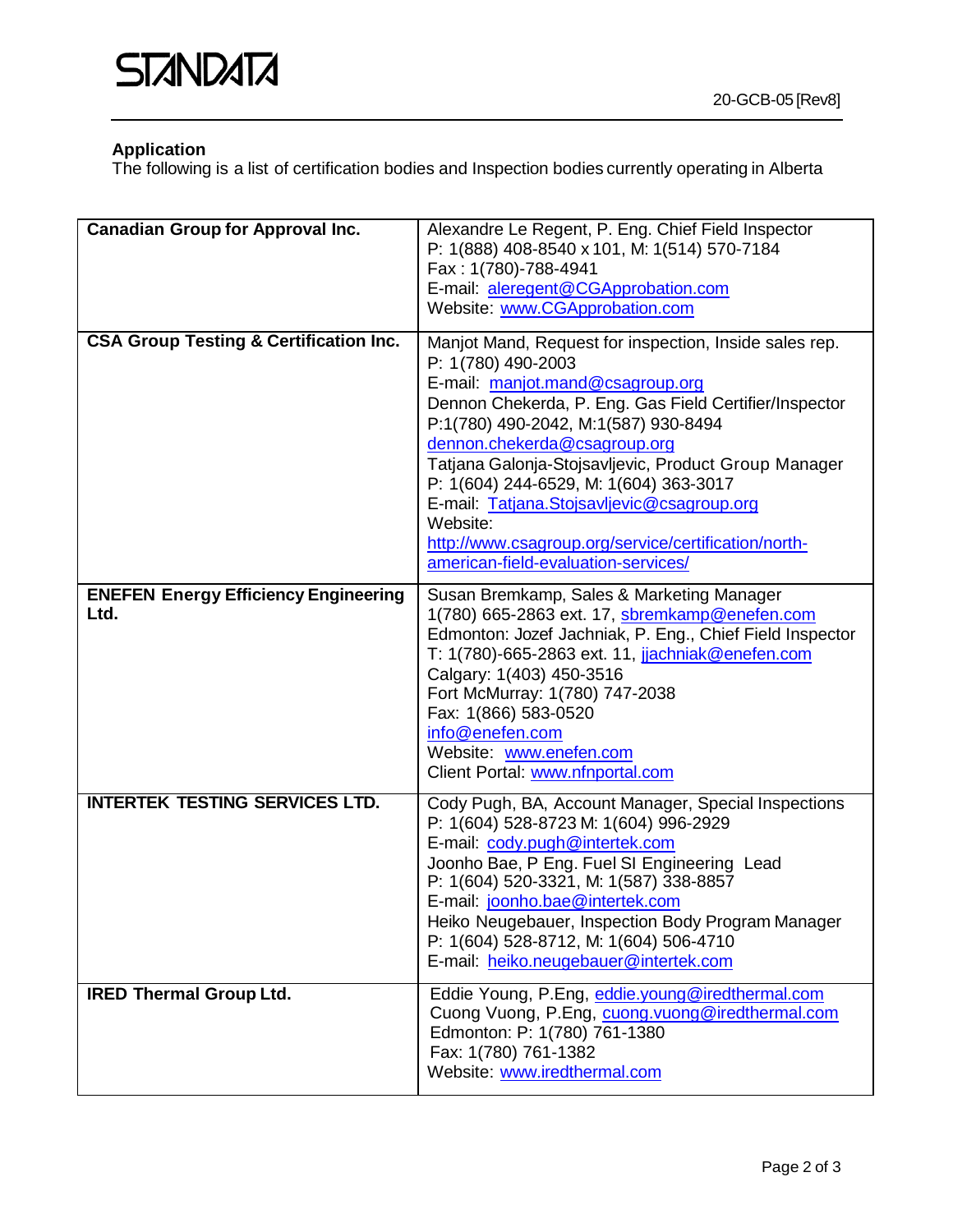**Application**

The following is a list of certification bodies and Inspection bodies currently operating in Alberta

| | |
|---|---|
| **Canadian Group for Approval Inc.** | Alexandre Le Regent, P. Eng. Chief Field Inspector<br>P: 1(888) 408-8540 x 101, M: 1(514) 570-7184<br>Fax : 1(780)-788-4941<br>E-mail: aleregent@CGApprobation.com<br>Website: www.CGApprobation.com |
| **CSA Group Testing & Certification Inc.** | Manjot Mand, Request for inspection, Inside sales rep.<br>P: 1(780) 490-2003<br>E-mail: manjot.mand@csagroup.org<br>Dennon Chekerda, P. Eng. Gas Field Certifier/Inspector<br>P:1(780) 490-2042, M:1(587) 930-8494<br>dennon.chekerda@csagroup.org<br>Tatjana Galonja-Stojsavljevic, Product Group Manager<br>P: 1(604) 244-6529, M: 1(604) 363-3017<br>E-mail: Tatjana.Stojsavljevic@csagroup.org<br>Website:<br>http://www.csagroup.org/service/certification/north-american-field-evaluation-services/ |
| **ENEFEN Energy Efficiency Engineering Ltd.** | Susan Bremkamp, Sales & Marketing Manager<br>1(780) 665-2863 ext. 17, sbremkamp@enefen.com<br>Edmonton: Jozef Jachniak, P. Eng., Chief Field Inspector<br>T: 1(780)-665-2863 ext. 11, jjachniak@enefen.com<br>Calgary: 1(403) 450-3516<br>Fort McMurray: 1(780) 747-2038<br>Fax: 1(866) 583-0520<br>info@enefen.com<br>Website: www.enefen.com<br>Client Portal: www.nfnportal.com |
| **INTERTEK TESTING SERVICES LTD.** | Cody Pugh, BA, Account Manager, Special Inspections<br>P: 1(604) 528-8723 M: 1(604) 996-2929<br>E-mail: cody.pugh@intertek.com<br>Joonho Bae, P Eng. Fuel SI Engineering Lead<br>P: 1(604) 520-3321, M: 1(587) 338-8857<br>E-mail: joonho.bae@intertek.com<br>Heiko Neugebauer, Inspection Body Program Manager<br>P: 1(604) 528-8712, M: 1(604) 506-4710<br>E-mail: heiko.neugebauer@intertek.com |
| **IRED Thermal Group Ltd.** | Eddie Young, P.Eng, eddie.young@iredthermal.com<br>Cuong Vuong, P.Eng, cuong.vuong@iredthermal.com<br>Edmonton: P: 1(780) 761-1380<br>Fax: 1(780) 761-1382<br>Website: www.iredthermal.com |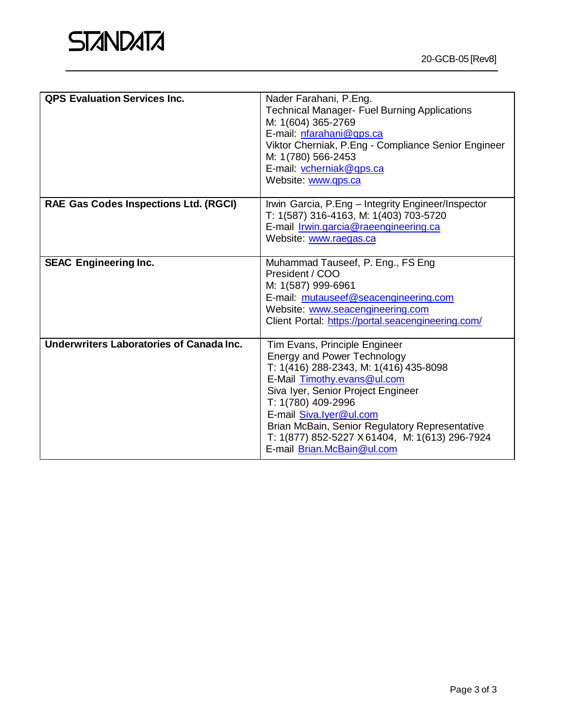| | |
|---|---|
| **QPS Evaluation Services Inc.** | Nader Farahani, P.Eng.<br>Technical Manager- Fuel Burning Applications<br>M: 1(604) 365-2769<br>E-mail: nfarahani@qps.ca<br>Viktor Cherniak, P.Eng - Compliance Senior Engineer<br>M: 1(780) 566-2453<br>E-mail: vcherniak@qps.ca<br>Website: www.qps.ca |
| **RAE Gas Codes Inspections Ltd. (RGCI)** | Irwin Garcia, P.Eng – Integrity Engineer/Inspector<br>T: 1(587) 316-4163, M: 1(403) 703-5720<br>E-mail Irwin.garcia@raeengineering.ca<br>Website: www.raegas.ca |
| **SEAC Engineering Inc.** | Muhammad Tauseef, P. Eng., FS Eng<br>President / COO<br>M: 1(587) 999-6961<br>E-mail: mutauseef@seacengineering.com<br>Website: www.seacengineering.com<br>Client Portal: https://portal.seacengineering.com/ |
| **Underwriters Laboratories of Canada Inc.** | Tim Evans, Principle Engineer<br>Energy and Power Technology<br>T: 1(416) 288-2343, M: 1(416) 435-8098<br>E-Mail Timothy.evans@ul.com<br>Siva Iyer, Senior Project Engineer<br>T: 1(780) 409-2996<br>E-mail Siva.Iyer@ul.com<br>Brian McBain, Senior Regulatory Representative<br>T: 1(877) 852-5227 X 61404, M: 1(613) 296-7924<br>E-mail Brian.McBain@ul.com |